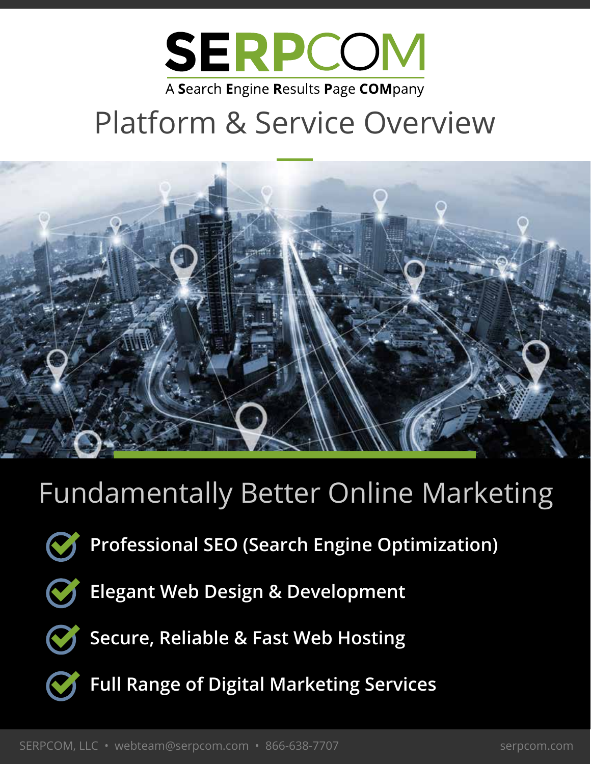# SERPCOM

A **S**earch **E**ngine **R**esults **P**age **COM**pany

# Platform & Service Overview

## Fundamentally Better Online Marketing

- **Professional SEO (Search Engine Optimization)**
- **Elegant Web Design & Development**
- **Secure, Reliable & Fast Web Hosting**
- **Full Range of Digital Marketing Services**

SERPCOM, LLC • webteam@serpcom.com • 866-638-7707 serpcom.com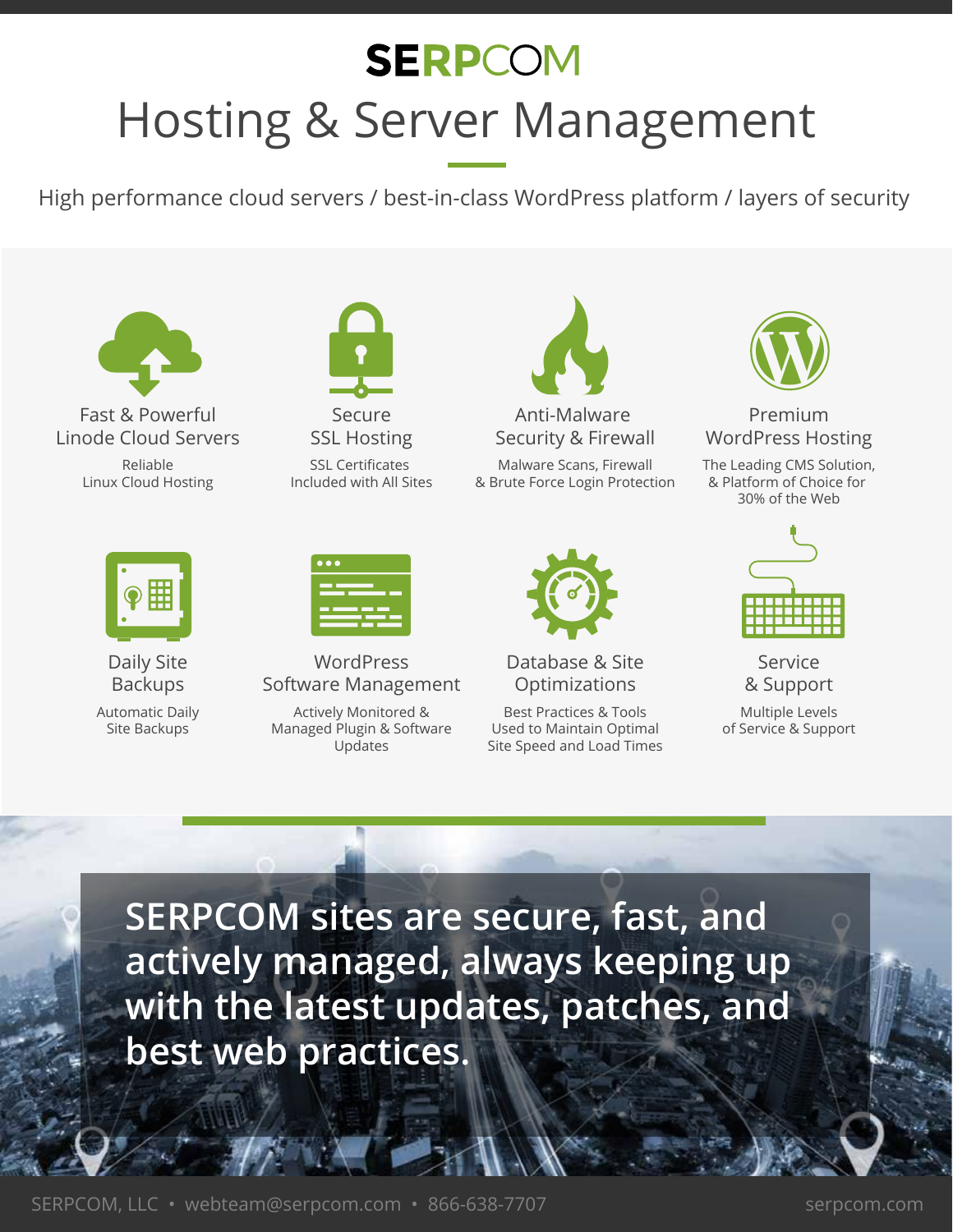# SERPCOM

# Hosting & Server Management

High performance cloud servers / best-in-class WordPress platform / layers of security

### Fast & Powerful Linode Cloud Servers

Reliable Linux Cloud Hosting

### Secure SSL Hosting

SSL Certificates Included with All Sites

### Anti-Malware Security & Firewall

Malware Scans, Firewall & Brute Force Login Protection

### Premium WordPress Hosting

The Leading CMS Solution, & Platform of Choice for 30% of the Web

### Daily Site Backups

Automatic Daily Site Backups

### WordPress Software Management

Actively Monitored & Managed Plugin & Software Updates

### Database & Site Optimizations

Best Practices & Tools Used to Maintain Optimal Site Speed and Load Times

### Service & Support

Multiple Levels of Service & Support

**SERPCOM sites are secure, fast, and actively managed, always keeping up with the latest updates, patches, and best web practices.**

SERPCOM, LLC • webteam@serpcom.com • 866-638-7707 serpcom.com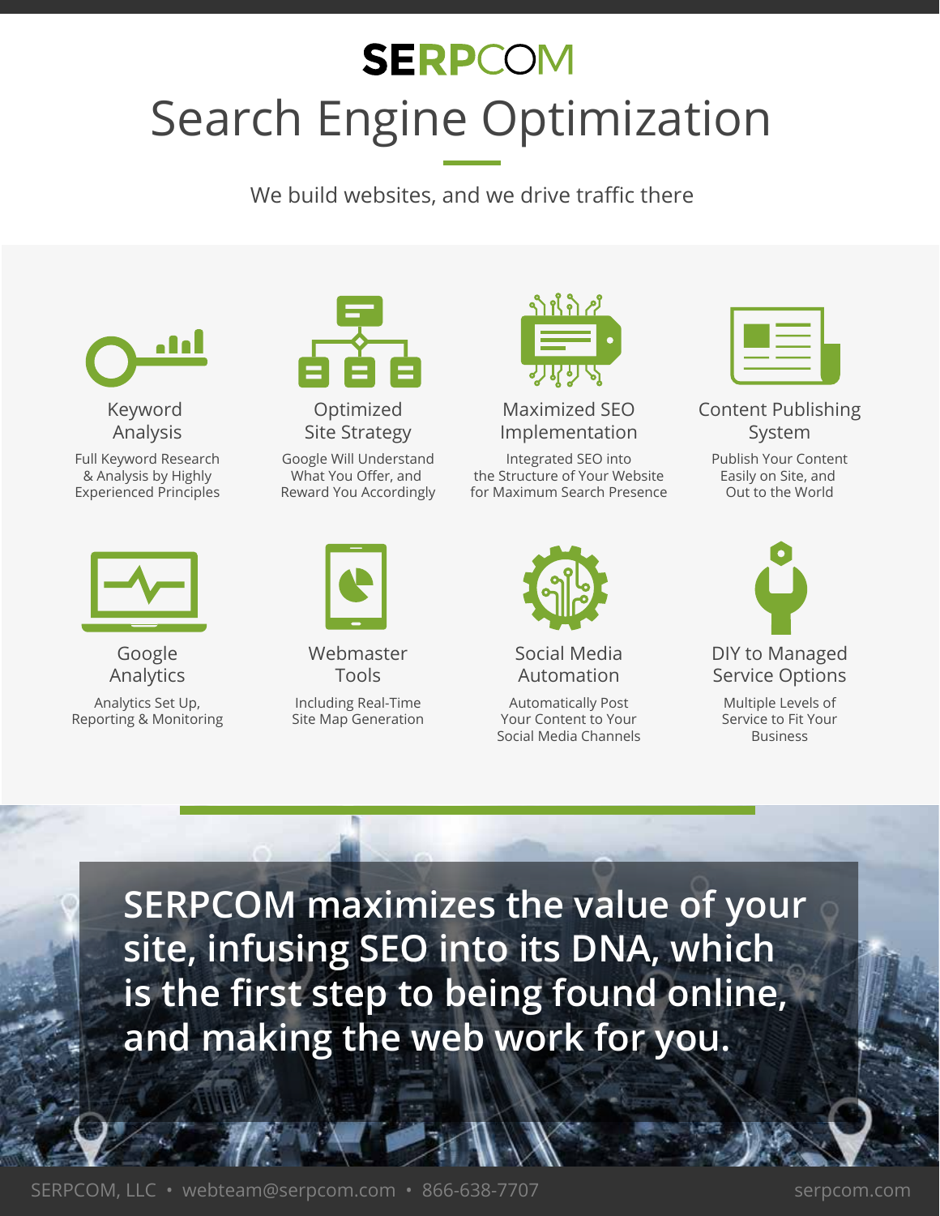# SERPCOM

## Search Engine Optimization

We build websites, and we drive traffic there

### Keyword Analysis

Full Keyword Research & Analysis by Highly Experienced Principles

### Optimized Site Strategy

Google Will Understand What You Offer, and Reward You Accordingly

### Maximized SEO Implementation

Integrated SEO into the Structure of Your Website for Maximum Search Presence

### Content Publishing System

Publish Your Content Easily on Site, and Out to the World

### Google Analytics

Analytics Set Up, Reporting & Monitoring

### Webmaster Tools

Including Real-Time Site Map Generation

### Social Media Automation

Automatically Post Your Content to Your Social Media Channels

### DIY to Managed Service Options

Multiple Levels of Service to Fit Your Business

**SERPCOM maximizes the value of your site, infusing SEO into its DNA, which is the first step to being found online, and making the web work for you.**

SERPCOM, LLC • webteam@serpcom.com • 866-638-7707 serpcom.com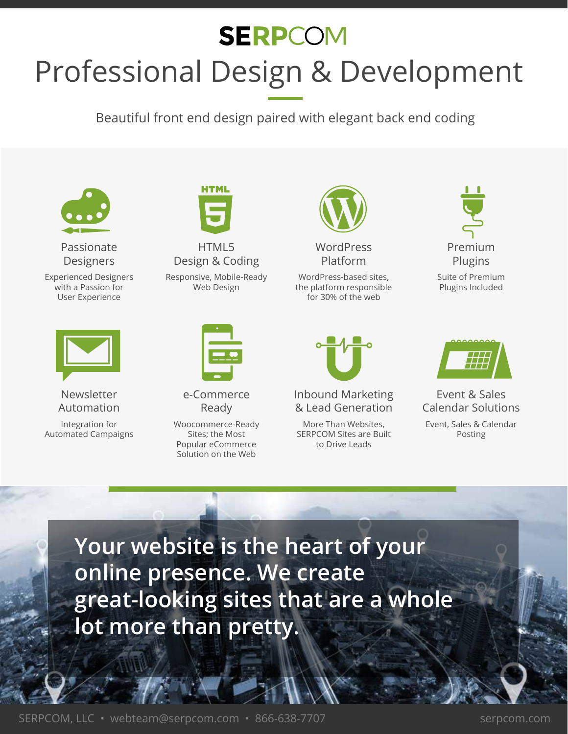# SERPCOM

# Professional Design & Development

Beautiful front end design paired with elegant back end coding

### Passionate Designers

Experienced Designers with a Passion for User Experience

### HTML5 Design & Coding

Responsive, Mobile-Ready Web Design

### WordPress Platform

WordPress-based sites, the platform responsible for 30% of the web

### Premium Plugins

Suite of Premium Plugins Included

### Newsletter Automation

Integration for Automated Campaigns

### e-Commerce Ready

Woocommerce-Ready Sites; the Most Popular eCommerce Solution on the Web

### Inbound Marketing & Lead Generation

More Than Websites, SERPCOM Sites are Built to Drive Leads

### Event & Sales Calendar Solutions

Event, Sales & Calendar Posting

**Your website is the heart of your online presence. We create great-looking sites that are a whole lot more than pretty.**

SERPCOM, LLC • webteam@serpcom.com • 866-638-7707 serpcom.com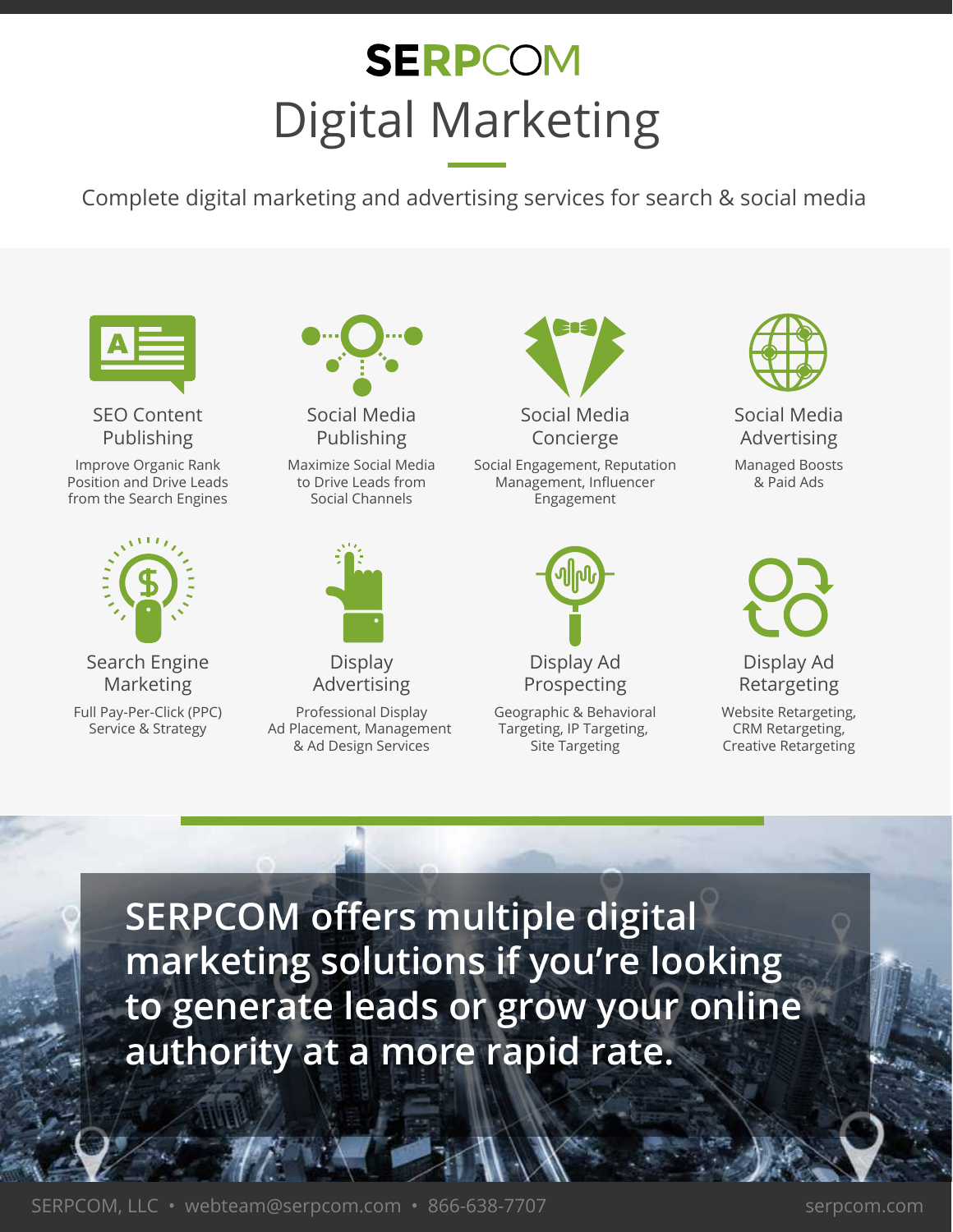# SERPCOM

# Digital Marketing

Complete digital marketing and advertising services for search & social media

### SEO Content Publishing

Improve Organic Rank Position and Drive Leads from the Search Engines

### Social Media Publishing

Maximize Social Media to Drive Leads from Social Channels

### Social Media Concierge

Social Engagement, Reputation Management, Influencer Engagement

### Social Media Advertising

Managed Boosts & Paid Ads

### Search Engine Marketing

Full Pay-Per-Click (PPC) Service & Strategy

### Display Advertising

Professional Display Ad Placement, Management & Ad Design Services

### Display Ad Prospecting

Geographic & Behavioral Targeting, IP Targeting, Site Targeting

### Display Ad Retargeting

Website Retargeting, CRM Retargeting, Creative Retargeting

**SERPCOM offers multiple digital marketing solutions if you're looking to generate leads or grow your online authority at a more rapid rate.**

SERPCOM, LLC • webteam@serpcom.com • 866-638-7707 serpcom.com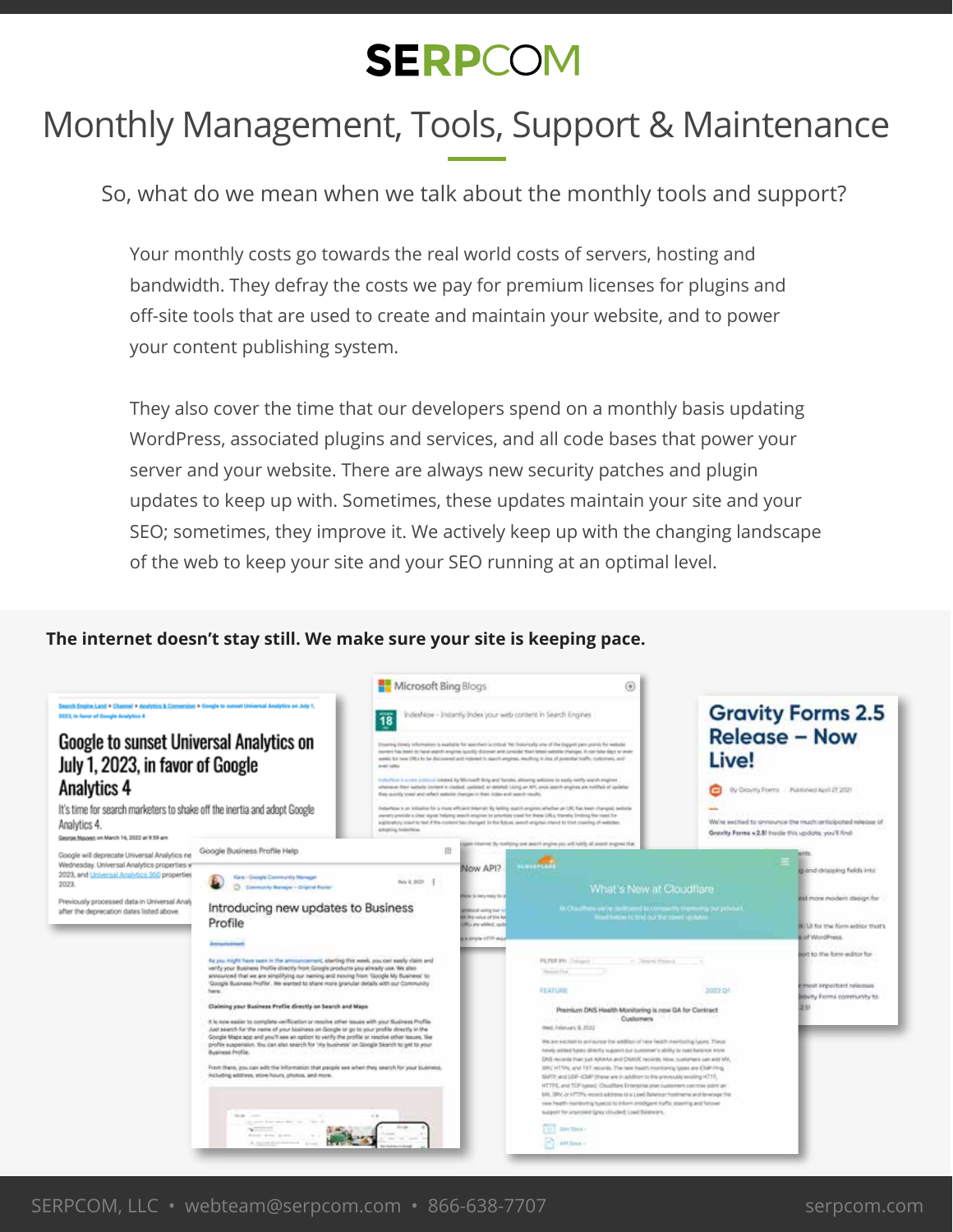# Monthly Management, Tools, Support & Maintenance

So, what do we mean when we talk about the monthly tools and support?

Your monthly costs go towards the real world costs of servers, hosting and bandwidth. They defray the costs we pay for premium licenses for plugins and off-site tools that are used to create and maintain your website, and to power your content publishing system.

They also cover the time that our developers spend on a monthly basis updating WordPress, associated plugins and services, and all code bases that power your server and your website. There are always new security patches and plugin updates to keep up with. Sometimes, these updates maintain your site and your SEO; sometimes, they improve it. We actively keep up with the changing landscape of the web to keep your site and your SEO running at an optimal level.

**The internet doesn't stay still. We make sure your site is keeping pace.**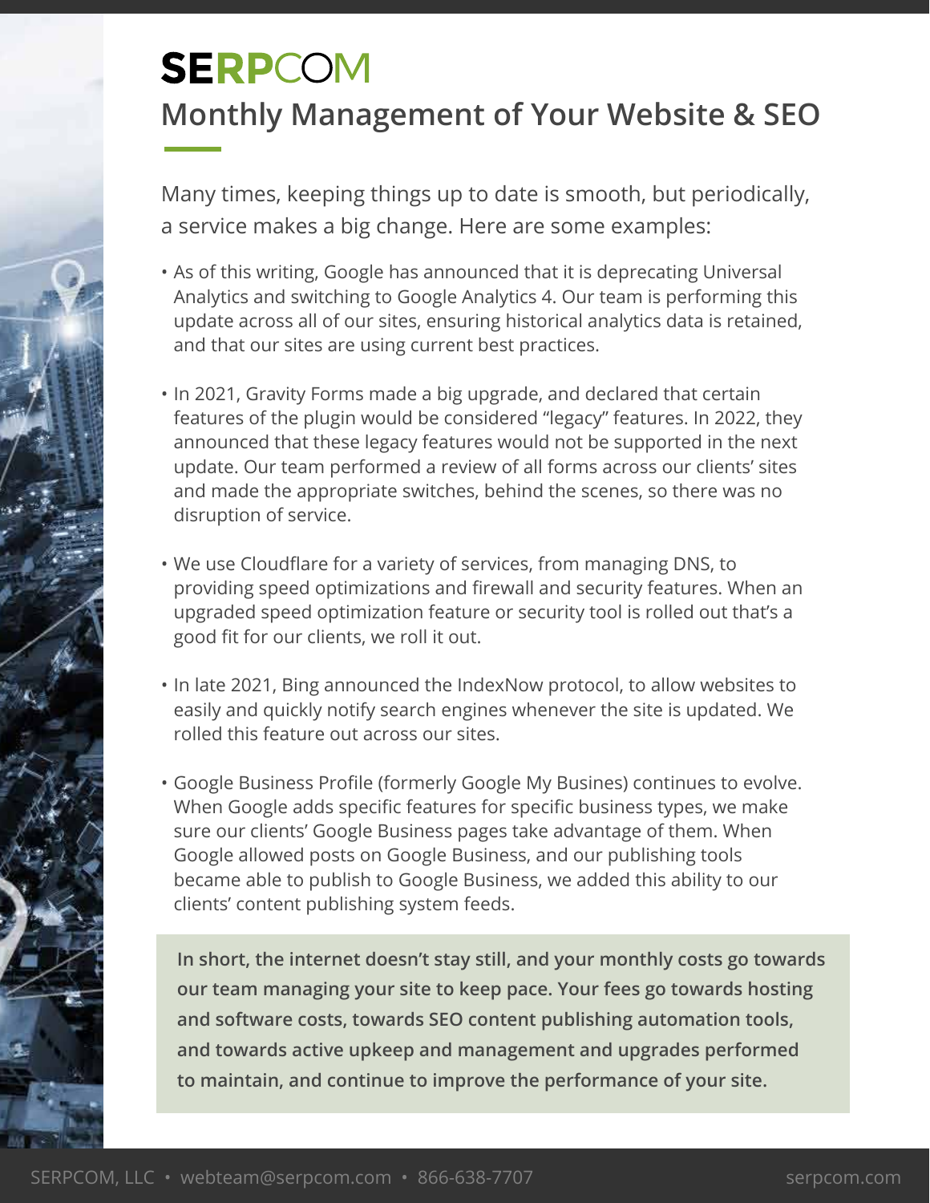# SERPCOM

## Monthly Management of Your Website & SEO

Many times, keeping things up to date is smooth, but periodically, a service makes a big change. Here are some examples:

- As of this writing, Google has announced that it is deprecating Universal Analytics and switching to Google Analytics 4. Our team is performing this update across all of our sites, ensuring historical analytics data is retained, and that our sites are using current best practices.
- In 2021, Gravity Forms made a big upgrade, and declared that certain features of the plugin would be considered "legacy" features. In 2022, they announced that these legacy features would not be supported in the next update. Our team performed a review of all forms across our clients' sites and made the appropriate switches, behind the scenes, so there was no disruption of service.
- We use Cloudflare for a variety of services, from managing DNS, to providing speed optimizations and firewall and security features. When an upgraded speed optimization feature or security tool is rolled out that's a good fit for our clients, we roll it out.
- In late 2021, Bing announced the IndexNow protocol, to allow websites to easily and quickly notify search engines whenever the site is updated. We rolled this feature out across our sites.
- Google Business Profile (formerly Google My Busines) continues to evolve. When Google adds specific features for specific business types, we make sure our clients' Google Business pages take advantage of them. When Google allowed posts on Google Business, and our publishing tools became able to publish to Google Business, we added this ability to our clients' content publishing system feeds.

**In short, the internet doesn't stay still, and your monthly costs go towards our team managing your site to keep pace. Your fees go towards hosting and software costs, towards SEO content publishing automation tools, and towards active upkeep and management and upgrades performed to maintain, and continue to improve the performance of your site.**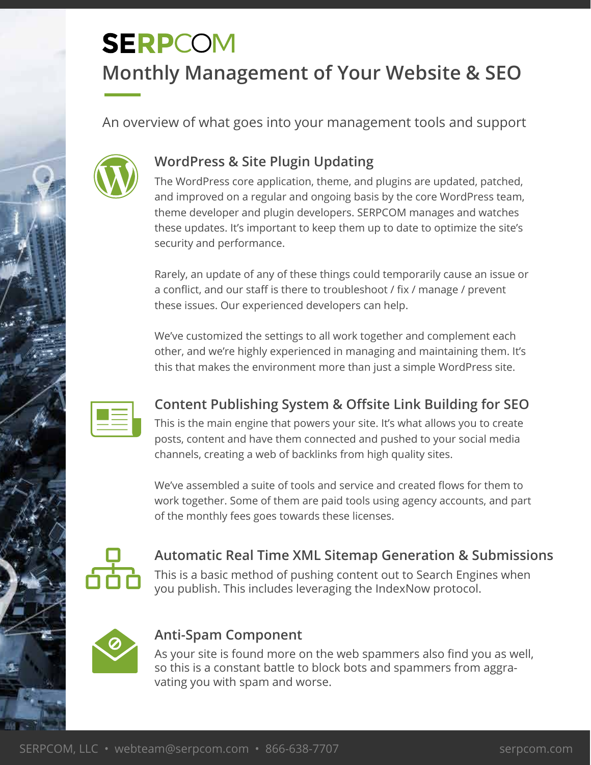# SERPCOM

## Monthly Management of Your Website & SEO

An overview of what goes into your management tools and support

### WordPress & Site Plugin Updating

The WordPress core application, theme, and plugins are updated, patched, and improved on a regular and ongoing basis by the core WordPress team, theme developer and plugin developers. SERPCOM manages and watches these updates. It's important to keep them up to date to optimize the site's security and performance.

Rarely, an update of any of these things could temporarily cause an issue or a conflict, and our staff is there to troubleshoot / fix / manage / prevent these issues. Our experienced developers can help.

We've customized the settings to all work together and complement each other, and we're highly experienced in managing and maintaining them. It's this that makes the environment more than just a simple WordPress site.

### Content Publishing System & Offsite Link Building for SEO

This is the main engine that powers your site. It's what allows you to create posts, content and have them connected and pushed to your social media channels, creating a web of backlinks from high quality sites.

We've assembled a suite of tools and service and created flows for them to work together. Some of them are paid tools using agency accounts, and part of the monthly fees goes towards these licenses.

### Automatic Real Time XML Sitemap Generation & Submissions

This is a basic method of pushing content out to Search Engines when you publish. This includes leveraging the IndexNow protocol.

### Anti-Spam Component

As your site is found more on the web spammers also find you as well, so this is a constant battle to block bots and spammers from aggravating you with spam and worse.

SERPCOM, LLC • webteam@serpcom.com • 866-638-7707 serpcom.com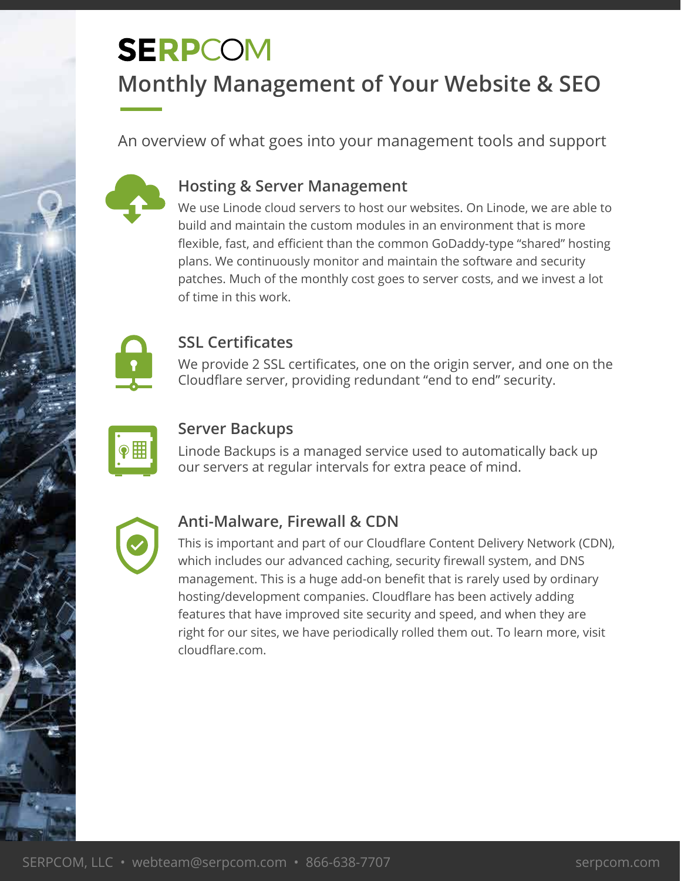# SERPCOM

## Monthly Management of Your Website & SEO

An overview of what goes into your management tools and support

### Hosting & Server Management

We use Linode cloud servers to host our websites. On Linode, we are able to build and maintain the custom modules in an environment that is more flexible, fast, and efficient than the common GoDaddy-type "shared" hosting plans. We continuously monitor and maintain the software and security patches. Much of the monthly cost goes to server costs, and we invest a lot of time in this work.

### SSL Certificates

We provide 2 SSL certificates, one on the origin server, and one on the Cloudflare server, providing redundant "end to end" security.

### Server Backups

Linode Backups is a managed service used to automatically back up our servers at regular intervals for extra peace of mind.

### Anti-Malware, Firewall & CDN

This is important and part of our Cloudflare Content Delivery Network (CDN), which includes our advanced caching, security firewall system, and DNS management. This is a huge add-on benefit that is rarely used by ordinary hosting/development companies. Cloudflare has been actively adding features that have improved site security and speed, and when they are right for our sites, we have periodically rolled them out. To learn more, visit cloudflare.com.

SERPCOM, LLC • webteam@serpcom.com • 866-638-7707 serpcom.com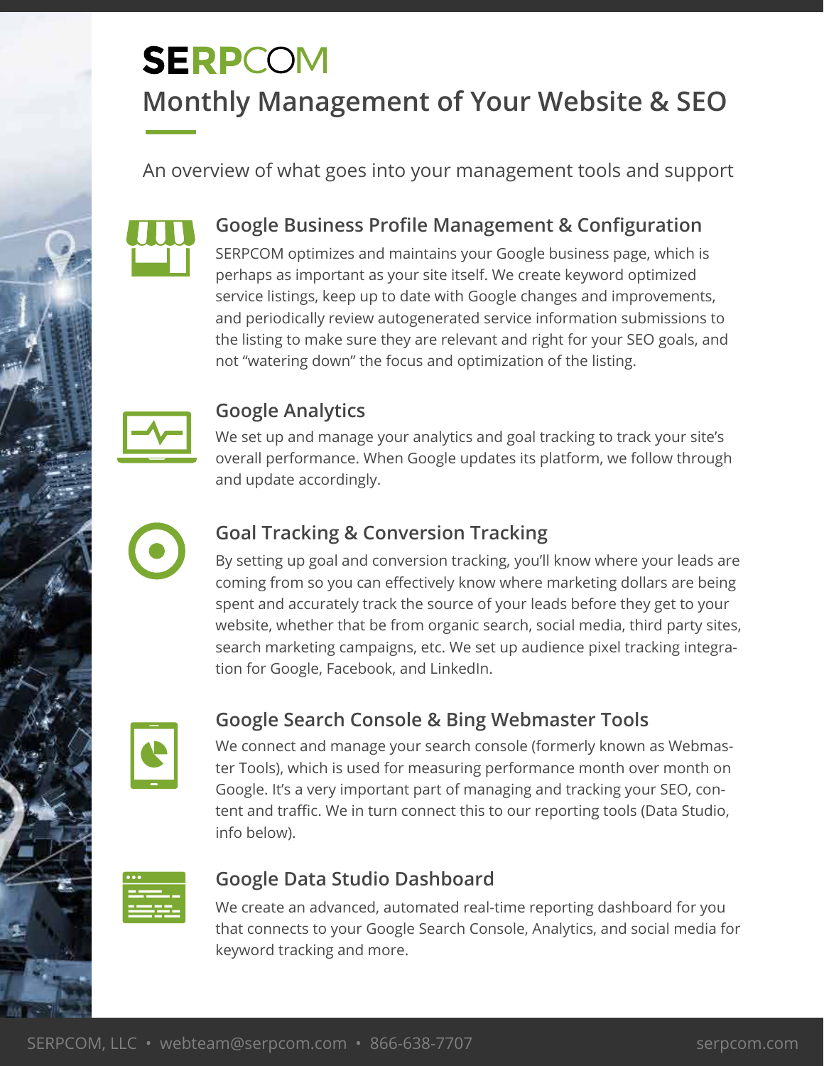# SERPCOM

## Monthly Management of Your Website & SEO

An overview of what goes into your management tools and support

### Google Business Profile Management & Configuration

SERPCOM optimizes and maintains your Google business page, which is perhaps as important as your site itself. We create keyword optimized service listings, keep up to date with Google changes and improvements, and periodically review autogenerated service information submissions to the listing to make sure they are relevant and right for your SEO goals, and not "watering down" the focus and optimization of the listing.

### Google Analytics

We set up and manage your analytics and goal tracking to track your site's overall performance. When Google updates its platform, we follow through and update accordingly.

### Goal Tracking & Conversion Tracking

By setting up goal and conversion tracking, you'll know where your leads are coming from so you can effectively know where marketing dollars are being spent and accurately track the source of your leads before they get to your website, whether that be from organic search, social media, third party sites, search marketing campaigns, etc. We set up audience pixel tracking integration for Google, Facebook, and LinkedIn.

### Google Search Console & Bing Webmaster Tools

We connect and manage your search console (formerly known as Webmaster Tools), which is used for measuring performance month over month on Google. It's a very important part of managing and tracking your SEO, content and traffic. We in turn connect this to our reporting tools (Data Studio, info below).

### Google Data Studio Dashboard

We create an advanced, automated real-time reporting dashboard for you that connects to your Google Search Console, Analytics, and social media for keyword tracking and more.

SERPCOM, LLC • webteam@serpcom.com • 866-638-7707 serpcom.com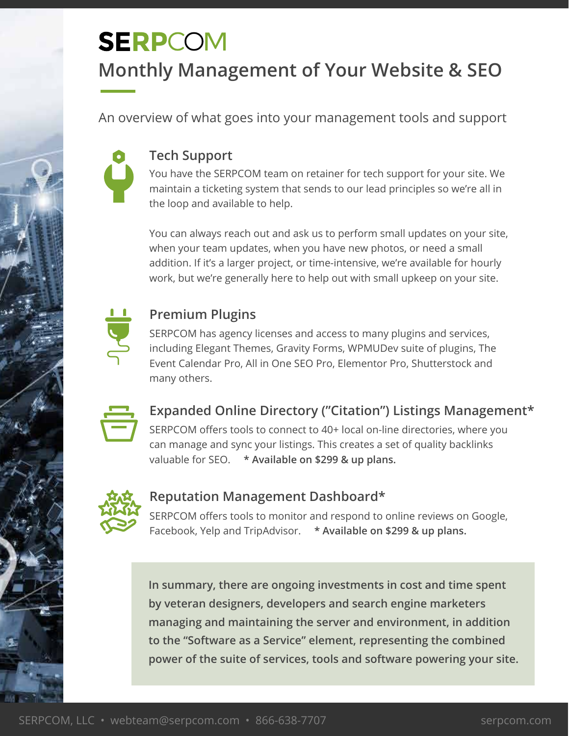# SERPCOM

## Monthly Management of Your Website & SEO

An overview of what goes into your management tools and support

### Tech Support

You have the SERPCOM team on retainer for tech support for your site. We maintain a ticketing system that sends to our lead principles so we're all in the loop and available to help.

You can always reach out and ask us to perform small updates on your site, when your team updates, when you have new photos, or need a small addition. If it's a larger project, or time-intensive, we're available for hourly work, but we're generally here to help out with small upkeep on your site.

### Premium Plugins

SERPCOM has agency licenses and access to many plugins and services, including Elegant Themes, Gravity Forms, WPMUDev suite of plugins, The Event Calendar Pro, All in One SEO Pro, Elementor Pro, Shutterstock and many others.

### Expanded Online Directory ("Citation") Listings Management*

SERPCOM offers tools to connect to 40+ local on-line directories, where you can manage and sync your listings. This creates a set of quality backlinks valuable for SEO. **\* Available on $299 & up plans.**

### Reputation Management Dashboard*

SERPCOM offers tools to monitor and respond to online reviews on Google, Facebook, Yelp and TripAdvisor. **\* Available on $299 & up plans.**

**In summary, there are ongoing investments in cost and time spent by veteran designers, developers and search engine marketers managing and maintaining the server and environment, in addition to the "Software as a Service" element, representing the combined power of the suite of services, tools and software powering your site.**

SERPCOM, LLC • webteam@serpcom.com • 866-638-7707 serpcom.com